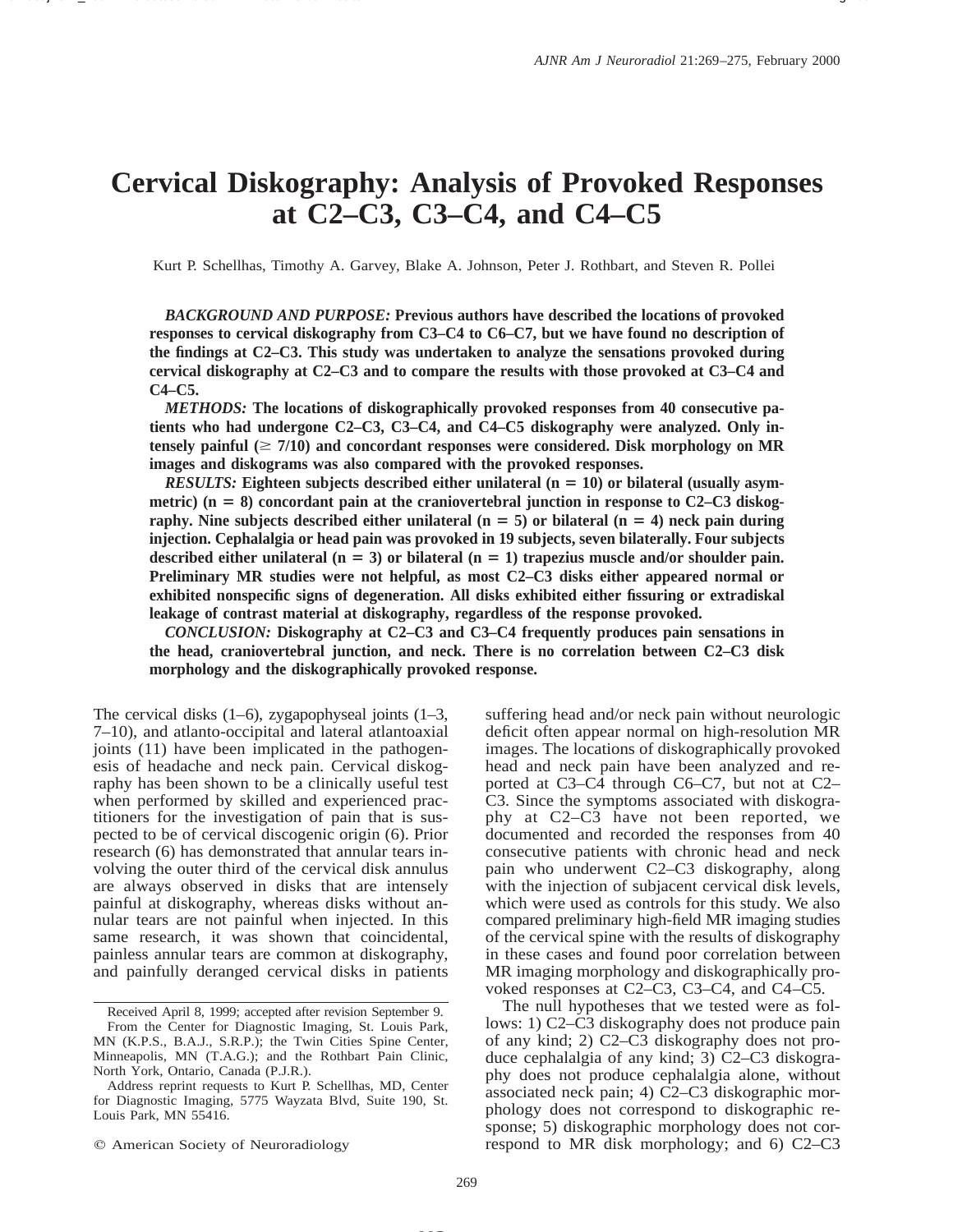# Cervical Diskography: Analysis of Provoked Responses at C2–C3, C3–C4, and C4–C5

Kurt P. Schellhas, Timothy A. Garvey, Blake A. Johnson, Peter J. Rothbart, and Steven R. Pollei

***BACKGROUND AND PURPOSE:*** **Previous authors have described the locations of provoked responses to cervical diskography from C3–C4 to C6–C7, but we have found no description of the findings at C2–C3. This study was undertaken to analyze the sensations provoked during cervical diskography at C2–C3 and to compare the results with those provoked at C3–C4 and C4–C5.**

***METHODS:*** **The locations of diskographically provoked responses from 40 consecutive patients who had undergone C2–C3, C3–C4, and C4–C5 diskography were analyzed. Only intensely painful (≥ 7/10) and concordant responses were considered. Disk morphology on MR images and diskograms was also compared with the provoked responses.**

***RESULTS:*** **Eighteen subjects described either unilateral (n = 10) or bilateral (usually asymmetric) (n = 8) concordant pain at the craniovertebral junction in response to C2–C3 diskography. Nine subjects described either unilateral (n = 5) or bilateral (n = 4) neck pain during injection. Cephalalgia or head pain was provoked in 19 subjects, seven bilaterally. Four subjects described either unilateral (n = 3) or bilateral (n = 1) trapezius muscle and/or shoulder pain. Preliminary MR studies were not helpful, as most C2–C3 disks either appeared normal or exhibited nonspecific signs of degeneration. All disks exhibited either fissuring or extradiskal leakage of contrast material at diskography, regardless of the response provoked.**

***CONCLUSION:*** **Diskography at C2–C3 and C3–C4 frequently produces pain sensations in the head, craniovertebral junction, and neck. There is no correlation between C2–C3 disk morphology and the diskographically provoked response.**

The cervical disks (1–6), zygapophyseal joints (1–3, 7–10), and atlanto-occipital and lateral atlantoaxial joints (11) have been implicated in the pathogenesis of headache and neck pain. Cervical diskography has been shown to be a clinically useful test when performed by skilled and experienced practitioners for the investigation of pain that is suspected to be of cervical discogenic origin (6). Prior research (6) has demonstrated that annular tears involving the outer third of the cervical disk annulus are always observed in disks that are intensely painful at diskography, whereas disks without annular tears are not painful when injected. In this same research, it was shown that coincidental, painless annular tears are common at diskography, and painfully deranged cervical disks in patients suffering head and/or neck pain without neurologic deficit often appear normal on high-resolution MR images. The locations of diskographically provoked head and neck pain have been analyzed and reported at C3–C4 through C6–C7, but not at C2–C3. Since the symptoms associated with diskography at C2–C3 have not been reported, we documented and recorded the responses from 40 consecutive patients with chronic head and neck pain who underwent C2–C3 diskography, along with the injection of subjacent cervical disk levels, which were used as controls for this study. We also compared preliminary high-field MR imaging studies of the cervical spine with the results of diskography in these cases and found poor correlation between MR imaging morphology and diskographically provoked responses at C2–C3, C3–C4, and C4–C5.

The null hypotheses that we tested were as follows: 1) C2–C3 diskography does not produce pain of any kind; 2) C2–C3 diskography does not produce cephalalgia of any kind; 3) C2–C3 diskography does not produce cephalalgia alone, without associated neck pain; 4) C2–C3 diskographic morphology does not correspond to diskographic response; 5) diskographic morphology does not correspond to MR disk morphology; and 6) C2–C3

Received April 8, 1999; accepted after revision September 9.

From the Center for Diagnostic Imaging, St. Louis Park, MN (K.P.S., B.A.J., S.R.P.); the Twin Cities Spine Center, Minneapolis, MN (T.A.G.); and the Rothbart Pain Clinic, North York, Ontario, Canada (P.J.R.).

Address reprint requests to Kurt P. Schellhas, MD, Center for Diagnostic Imaging, 5775 Wayzata Blvd, Suite 190, St. Louis Park, MN 55416.

© American Society of Neuroradiology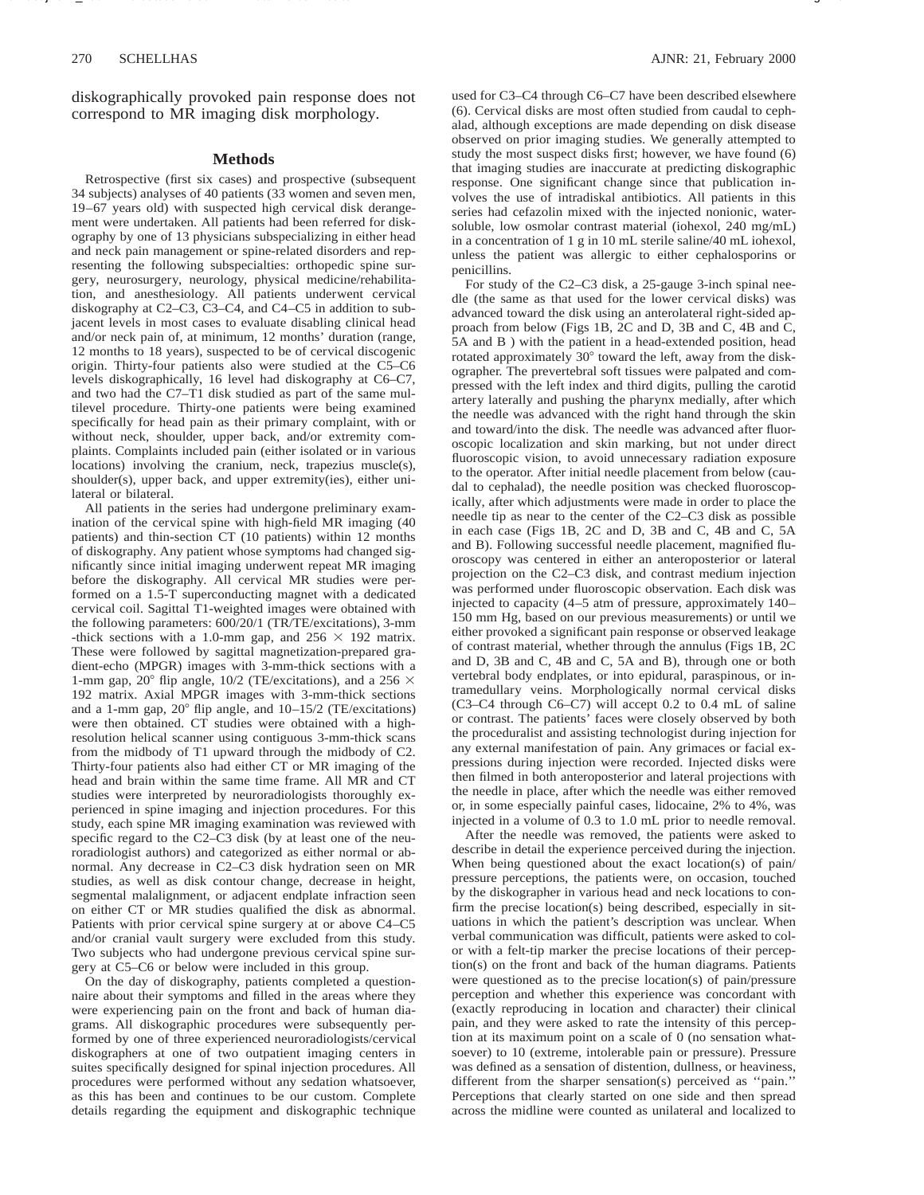diskographically provoked pain response does not correspond to MR imaging disk morphology.

## Methods

Retrospective (first six cases) and prospective (subsequent 34 subjects) analyses of 40 patients (33 women and seven men, 19–67 years old) with suspected high cervical disk derangement were undertaken. All patients had been referred for diskography by one of 13 physicians subspecializing in either head and neck pain management or spine-related disorders and representing the following subspecialties: orthopedic spine surgery, neurosurgery, neurology, physical medicine/rehabilitation, and anesthesiology. All patients underwent cervical diskography at C2–C3, C3–C4, and C4–C5 in addition to subjacent levels in most cases to evaluate disabling clinical head and/or neck pain of, at minimum, 12 months' duration (range, 12 months to 18 years), suspected to be of cervical discogenic origin. Thirty-four patients also were studied at the C5–C6 levels diskographically, 16 level had diskography at C6–C7, and two had the C7–T1 disk studied as part of the same multilevel procedure. Thirty-one patients were being examined specifically for head pain as their primary complaint, with or without neck, shoulder, upper back, and/or extremity complaints. Complaints included pain (either isolated or in various locations) involving the cranium, neck, trapezius muscle(s), shoulder(s), upper back, and upper extremity(ies), either unilateral or bilateral.

All patients in the series had undergone preliminary examination of the cervical spine with high-field MR imaging (40 patients) and thin-section CT (10 patients) within 12 months of diskography. Any patient whose symptoms had changed significantly since initial imaging underwent repeat MR imaging before the diskography. All cervical MR studies were performed on a 1.5-T superconducting magnet with a dedicated cervical coil. Sagittal T1-weighted images were obtained with the following parameters: 600/20/1 (TR/TE/excitations), 3-mm-thick sections with a 1.0-mm gap, and 256 × 192 matrix. These were followed by sagittal magnetization-prepared gradient-echo (MPGR) images with 3-mm-thick sections with a 1-mm gap, 20° flip angle, 10/2 (TE/excitations), and a 256 × 192 matrix. Axial MPGR images with 3-mm-thick sections and a 1-mm gap, 20° flip angle, and 10–15/2 (TE/excitations) were then obtained. CT studies were obtained with a high-resolution helical scanner using contiguous 3-mm-thick scans from the midbody of T1 upward through the midbody of C2. Thirty-four patients also had either CT or MR imaging of the head and brain within the same time frame. All MR and CT studies were interpreted by neuroradiologists thoroughly experienced in spine imaging and injection procedures. For this study, each spine MR imaging examination was reviewed with specific regard to the C2–C3 disk (by at least one of the neuroradiologist authors) and categorized as either normal or abnormal. Any decrease in C2–C3 disk hydration seen on MR studies, as well as disk contour change, decrease in height, segmental malalignment, or adjacent endplate infraction seen on either CT or MR studies qualified the disk as abnormal. Patients with prior cervical spine surgery at or above C4–C5 and/or cranial vault surgery were excluded from this study. Two subjects who had undergone previous cervical spine surgery at C5–C6 or below were included in this group.

On the day of diskography, patients completed a questionnaire about their symptoms and filled in the areas where they were experiencing pain on the front and back of human diagrams. All diskographic procedures were subsequently performed by one of three experienced neuroradiologists/cervical diskographers at one of two outpatient imaging centers in suites specifically designed for spinal injection procedures. All procedures were performed without any sedation whatsoever, as this has been and continues to be our custom. Complete details regarding the equipment and diskographic technique used for C3–C4 through C6–C7 have been described elsewhere (6). Cervical disks are most often studied from caudal to cephalad, although exceptions are made depending on disk disease observed on prior imaging studies. We generally attempted to study the most suspect disks first; however, we have found (6) that imaging studies are inaccurate at predicting diskographic response. One significant change since that publication involves the use of intradiskal antibiotics. All patients in this series had cefazolin mixed with the injected nonionic, water-soluble, low osmolar contrast material (iohexol, 240 mg/mL) in a concentration of 1 g in 10 mL sterile saline/40 mL iohexol, unless the patient was allergic to either cephalosporins or penicillins.

For study of the C2–C3 disk, a 25-gauge 3-inch spinal needle (the same as that used for the lower cervical disks) was advanced toward the disk using an anterolateral right-sided approach from below (Figs 1B, 2C and D, 3B and C, 4B and C, 5A and B ) with the patient in a head-extended position, head rotated approximately 30° toward the left, away from the diskographer. The prevertebral soft tissues were palpated and compressed with the left index and third digits, pulling the carotid artery laterally and pushing the pharynx medially, after which the needle was advanced with the right hand through the skin and toward/into the disk. The needle was advanced after fluoroscopic localization and skin marking, but not under direct fluoroscopic vision, to avoid unnecessary radiation exposure to the operator. After initial needle placement from below (caudal to cephalad), the needle position was checked fluoroscopically, after which adjustments were made in order to place the needle tip as near to the center of the C2–C3 disk as possible in each case (Figs 1B, 2C and D, 3B and C, 4B and C, 5A and B). Following successful needle placement, magnified fluoroscopy was centered in either an anteroposterior or lateral projection on the C2–C3 disk, and contrast medium injection was performed under fluoroscopic observation. Each disk was injected to capacity (4–5 atm of pressure, approximately 140–150 mm Hg, based on our previous measurements) or until we either provoked a significant pain response or observed leakage of contrast material, whether through the annulus (Figs 1B, 2C and D, 3B and C, 4B and C, 5A and B), through one or both vertebral body endplates, or into epidural, paraspinous, or intramedullary veins. Morphologically normal cervical disks (C3–C4 through C6–C7) will accept 0.2 to 0.4 mL of saline or contrast. The patients' faces were closely observed by both the proceduralist and assisting technologist during injection for any external manifestation of pain. Any grimaces or facial expressions during injection were recorded. Injected disks were then filmed in both anteroposterior and lateral projections with the needle in place, after which the needle was either removed or, in some especially painful cases, lidocaine, 2% to 4%, was injected in a volume of 0.3 to 1.0 mL prior to needle removal.

After the needle was removed, the patients were asked to describe in detail the experience perceived during the injection. When being questioned about the exact location(s) of pain/pressure perceptions, the patients were, on occasion, touched by the diskographer in various head and neck locations to confirm the precise location(s) being described, especially in situations in which the patient's description was unclear. When verbal communication was difficult, patients were asked to color with a felt-tip marker the precise locations of their perception(s) on the front and back of the human diagrams. Patients were questioned as to the precise location(s) of pain/pressure perception and whether this experience was concordant with (exactly reproducing in location and character) their clinical pain, and they were asked to rate the intensity of this perception at its maximum point on a scale of 0 (no sensation whatsoever) to 10 (extreme, intolerable pain or pressure). Pressure was defined as a sensation of distention, dullness, or heaviness, different from the sharper sensation(s) perceived as ''pain.'' Perceptions that clearly started on one side and then spread across the midline were counted as unilateral and localized to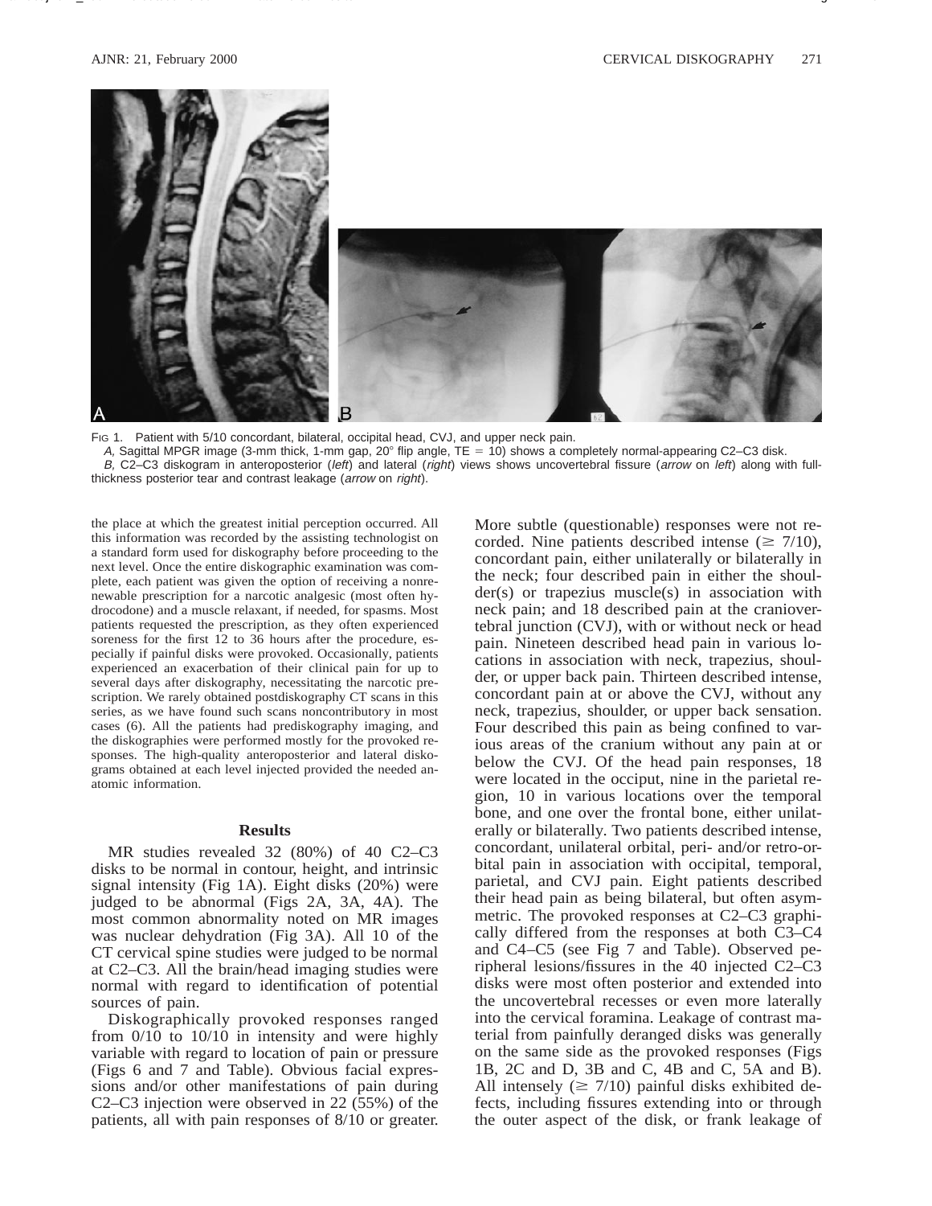FIG 1. Patient with 5/10 concordant, bilateral, occipital head, CVJ, and upper neck pain.

*A,* Sagittal MPGR image (3-mm thick, 1-mm gap, 20° flip angle, TE = 10) shows a completely normal-appearing C2–C3 disk.

*B,* C2–C3 diskogram in anteroposterior (*left*) and lateral (*right*) views shows uncovertebral fissure (*arrow* on *left*) along with full-thickness posterior tear and contrast leakage (*arrow* on *right*).

the place at which the greatest initial perception occurred. All this information was recorded by the assisting technologist on a standard form used for diskography before proceeding to the next level. Once the entire diskographic examination was complete, each patient was given the option of receiving a nonrenewable prescription for a narcotic analgesic (most often hydrocodone) and a muscle relaxant, if needed, for spasms. Most patients requested the prescription, as they often experienced soreness for the first 12 to 36 hours after the procedure, especially if painful disks were provoked. Occasionally, patients experienced an exacerbation of their clinical pain for up to several days after diskography, necessitating the narcotic prescription. We rarely obtained postdiskography CT scans in this series, as we have found such scans noncontributory in most cases (6). All the patients had prediskography imaging, and the diskographies were performed mostly for the provoked responses. The high-quality anteroposterior and lateral diskograms obtained at each level injected provided the needed anatomic information.

## Results

MR studies revealed 32 (80%) of 40 C2–C3 disks to be normal in contour, height, and intrinsic signal intensity (Fig 1A). Eight disks (20%) were judged to be abnormal (Figs 2A, 3A, 4A). The most common abnormality noted on MR images was nuclear dehydration (Fig 3A). All 10 of the CT cervical spine studies were judged to be normal at C2–C3. All the brain/head imaging studies were normal with regard to identification of potential sources of pain.

Diskographically provoked responses ranged from 0/10 to 10/10 in intensity and were highly variable with regard to location of pain or pressure (Figs 6 and 7 and Table). Obvious facial expressions and/or other manifestations of pain during C2–C3 injection were observed in 22 (55%) of the patients, all with pain responses of 8/10 or greater. More subtle (questionable) responses were not recorded. Nine patients described intense (≥ 7/10), concordant pain, either unilaterally or bilaterally in the neck; four described pain in either the shoulder(s) or trapezius muscle(s) in association with neck pain; and 18 described pain at the craniovertebral junction (CVJ), with or without neck or head pain. Nineteen described head pain in various locations in association with neck, trapezius, shoulder, or upper back pain. Thirteen described intense, concordant pain at or above the CVJ, without any neck, trapezius, shoulder, or upper back sensation. Four described this pain as being confined to various areas of the cranium without any pain at or below the CVJ. Of the head pain responses, 18 were located in the occiput, nine in the parietal region, 10 in various locations over the temporal bone, and one over the frontal bone, either unilaterally or bilaterally. Two patients described intense, concordant, unilateral orbital, peri- and/or retro-orbital pain in association with occipital, temporal, parietal, and CVJ pain. Eight patients described their head pain as being bilateral, but often asymmetric. The provoked responses at C2–C3 graphically differed from the responses at both C3–C4 and C4–C5 (see Fig 7 and Table). Observed peripheral lesions/fissures in the 40 injected C2–C3 disks were most often posterior and extended into the uncovertebral recesses or even more laterally into the cervical foramina. Leakage of contrast material from painfully deranged disks was generally on the same side as the provoked responses (Figs 1B, 2C and D, 3B and C, 4B and C, 5A and B). All intensely (≥ 7/10) painful disks exhibited defects, including fissures extending into or through the outer aspect of the disk, or frank leakage of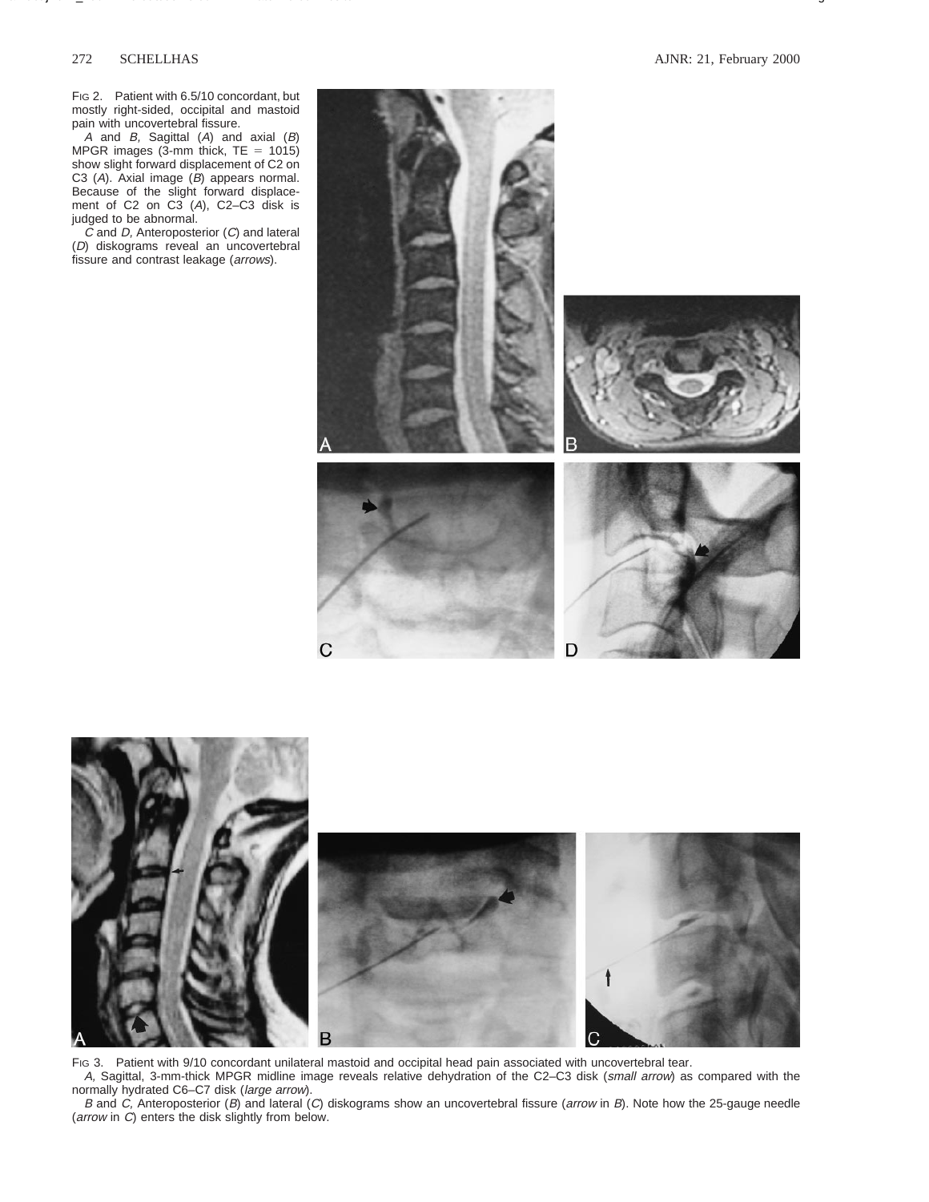FIG 2. Patient with 6.5/10 concordant, but mostly right-sided, occipital and mastoid pain with uncovertebral fissure.

*A* and *B,* Sagittal (*A*) and axial (*B*) MPGR images (3-mm thick, TE = 1015) show slight forward displacement of C2 on C3 (*A*). Axial image (*B*) appears normal. Because of the slight forward displacement of C2 on C3 (*A*), C2–C3 disk is judged to be abnormal.

*C* and *D,* Anteroposterior (*C*) and lateral (*D*) diskograms reveal an uncovertebral fissure and contrast leakage (*arrows*).

FIG 3. Patient with 9/10 concordant unilateral mastoid and occipital head pain associated with uncovertebral tear.

*A,* Sagittal, 3-mm-thick MPGR midline image reveals relative dehydration of the C2–C3 disk (*small arrow*) as compared with the normally hydrated C6–C7 disk (*large arrow*).

*B* and *C,* Anteroposterior (*B*) and lateral (*C*) diskograms show an uncovertebral fissure (*arrow* in *B*). Note how the 25-gauge needle (*arrow* in *C*) enters the disk slightly from below.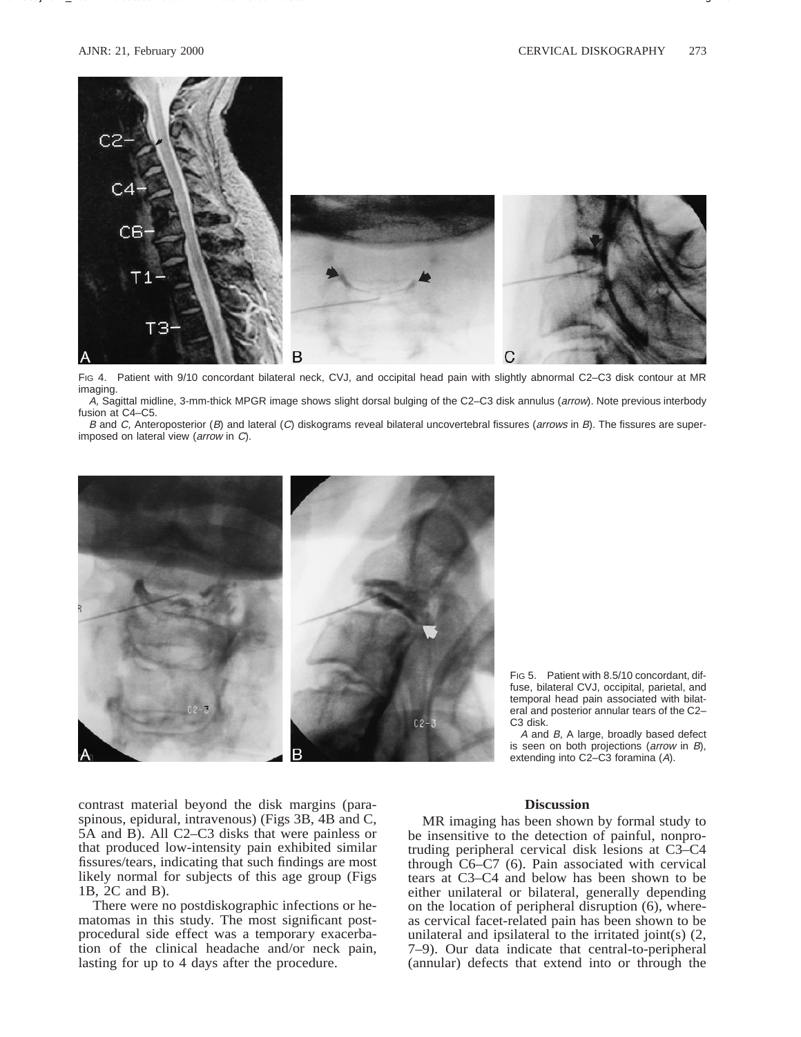Fig 4. Patient with 9/10 concordant bilateral neck, CVJ, and occipital head pain with slightly abnormal C2–C3 disk contour at MR imaging.

*A*, Sagittal midline, 3-mm-thick MPGR image shows slight dorsal bulging of the C2–C3 disk annulus (*arrow*). Note previous interbody fusion at C4–C5.

*B* and *C*, Anteroposterior (*B*) and lateral (*C*) diskograms reveal bilateral uncovertebral fissures (*arrows* in *B*). The fissures are superimposed on lateral view (*arrow* in *C*).

Fig 5. Patient with 8.5/10 concordant, diffuse, bilateral CVJ, occipital, parietal, and temporal head pain associated with bilateral and posterior annular tears of the C2–C3 disk.

*A* and *B*, A large, broadly based defect is seen on both projections (*arrow* in *B*), extending into C2–C3 foramina (*A*).

contrast material beyond the disk margins (paraspinous, epidural, intravenous) (Figs 3B, 4B and C, 5A and B). All C2–C3 disks that were painless or that produced low-intensity pain exhibited similar fissures/tears, indicating that such findings are most likely normal for subjects of this age group (Figs 1B, 2C and B).

There were no postdiskographic infections or hematomas in this study. The most significant postprocedural side effect was a temporary exacerbation of the clinical headache and/or neck pain, lasting for up to 4 days after the procedure.

## Discussion

MR imaging has been shown by formal study to be insensitive to the detection of painful, nonprotruding peripheral cervical disk lesions at C3–C4 through C6–C7 (6). Pain associated with cervical tears at C3–C4 and below has been shown to be either unilateral or bilateral, generally depending on the location of peripheral disruption (6), whereas cervical facet-related pain has been shown to be unilateral and ipsilateral to the irritated joint(s) (2, 7–9). Our data indicate that central-to-peripheral (annular) defects that extend into or through the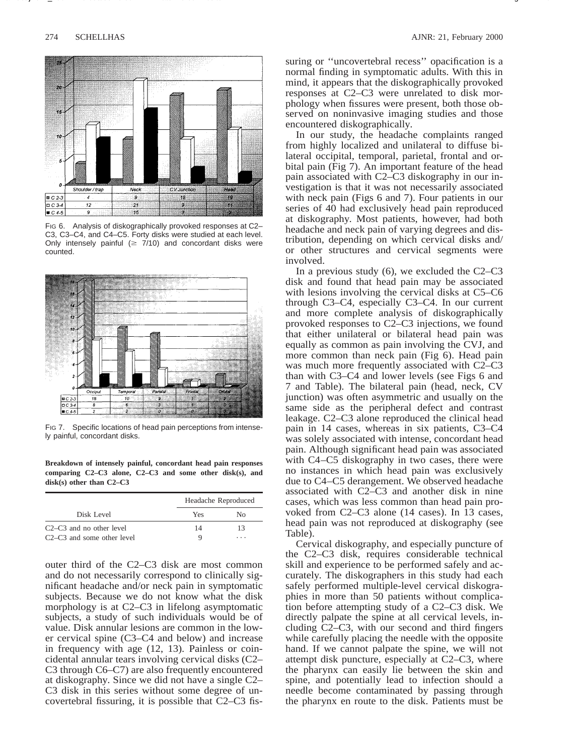| | Shoulder / trap | Neck | CV Junction | Head |
|---|---|---|---|---|
| C 2-3 | 4 | 9 | 18 | 19 |
| C 3-4 | 12 | 21 | 9 | 11 |
| C 4-5 | 9 | 15 | 3 | 2 |

FIG 6. Analysis of diskographically provoked responses at C2–C3, C3–C4, and C4–C5. Forty disks were studied at each level. Only intensely painful (≥ 7/10) and concordant disks were counted.

| | Occiput | Temporal | Parietal | Frontal | Orbital |
|---|---|---|---|---|---|
| C 2-3 | 18 | 10 | 9 | 1 | 2 |
| C 3-4 | 8 | 6 | 3 | 1 | 0 |
| C 4-5 | 2 | 2 | 0 | 0 | 0 |

FIG 7. Specific locations of head pain perceptions from intensely painful, concordant disks.

**Breakdown of intensely painful, concordant head pain responses comparing C2–C3 alone, C2–C3 and some other disk(s), and disk(s) other than C2–C3**

| Disk Level | Headache Reproduced | |
|---|---|---|
| | Yes | No |
| C2–C3 and no other level | 14 | 13 |
| C2–C3 and some other level | 9 | . . . |

outer third of the C2–C3 disk are most common and do not necessarily correspond to clinically significant headache and/or neck pain in symptomatic subjects. Because we do not know what the disk morphology is at C2–C3 in lifelong asymptomatic subjects, a study of such individuals would be of value. Disk annular lesions are common in the lower cervical spine (C3–C4 and below) and increase in frequency with age (12, 13). Painless or coincidental annular tears involving cervical disks (C2–C3 through C6–C7) are also frequently encountered at diskography. Since we did not have a single C2–C3 disk in this series without some degree of uncovertebral fissuring, it is possible that C2–C3 fissuring or "uncovertebral recess" opacification is a normal finding in symptomatic adults. With this in mind, it appears that the diskographically provoked responses at C2–C3 were unrelated to disk morphology when fissures were present, both those observed on noninvasive imaging studies and those encountered diskographically.

In our study, the headache complaints ranged from highly localized and unilateral to diffuse bilateral occipital, temporal, parietal, frontal and orbital pain (Fig 7). An important feature of the head pain associated with C2–C3 diskography in our investigation is that it was not necessarily associated with neck pain (Figs 6 and 7). Four patients in our series of 40 had exclusively head pain reproduced at diskography. Most patients, however, had both headache and neck pain of varying degrees and distribution, depending on which cervical disks and/or other structures and cervical segments were involved.

In a previous study (6), we excluded the C2–C3 disk and found that head pain may be associated with lesions involving the cervical disks at C5–C6 through C3–C4, especially C3–C4. In our current and more complete analysis of diskographically provoked responses to C2–C3 injections, we found that either unilateral or bilateral head pain was equally as common as pain involving the CVJ, and more common than neck pain (Fig 6). Head pain was much more frequently associated with C2–C3 than with C3–C4 and lower levels (see Figs 6 and 7 and Table). The bilateral pain (head, neck, CV junction) was often asymmetric and usually on the same side as the peripheral defect and contrast leakage. C2–C3 alone reproduced the clinical head pain in 14 cases, whereas in six patients, C3–C4 was solely associated with intense, concordant head pain. Although significant head pain was associated with C4–C5 diskography in two cases, there were no instances in which head pain was exclusively due to C4–C5 derangement. We observed headache associated with C2–C3 and another disk in nine cases, which was less common than head pain provoked from C2–C3 alone (14 cases). In 13 cases, head pain was not reproduced at diskography (see Table).

Cervical diskography, and especially puncture of the C2–C3 disk, requires considerable technical skill and experience to be performed safely and accurately. The diskographers in this study had each safely performed multiple-level cervical diskographies in more than 50 patients without complication before attempting study of a C2–C3 disk. We directly palpate the spine at all cervical levels, including C2–C3, with our second and third fingers while carefully placing the needle with the opposite hand. If we cannot palpate the spine, we will not attempt disk puncture, especially at C2–C3, where the pharynx can easily lie between the skin and spine, and potentially lead to infection should a needle become contaminated by passing through the pharynx en route to the disk. Patients must be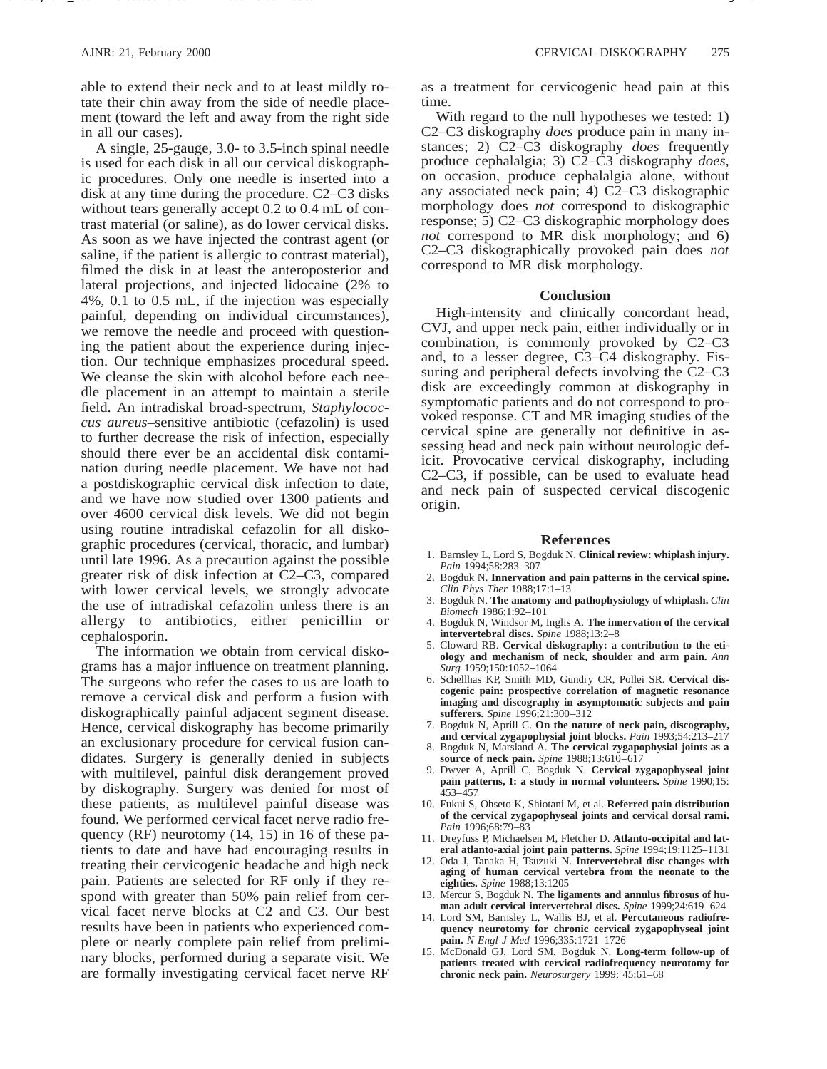able to extend their neck and to at least mildly rotate their chin away from the side of needle placement (toward the left and away from the right side in all our cases).

A single, 25-gauge, 3.0- to 3.5-inch spinal needle is used for each disk in all our cervical diskographic procedures. Only one needle is inserted into a disk at any time during the procedure. C2–C3 disks without tears generally accept 0.2 to 0.4 mL of contrast material (or saline), as do lower cervical disks. As soon as we have injected the contrast agent (or saline, if the patient is allergic to contrast material), filmed the disk in at least the anteroposterior and lateral projections, and injected lidocaine (2% to 4%, 0.1 to 0.5 mL, if the injection was especially painful, depending on individual circumstances), we remove the needle and proceed with questioning the patient about the experience during injection. Our technique emphasizes procedural speed. We cleanse the skin with alcohol before each needle placement in an attempt to maintain a sterile field. An intradiskal broad-spectrum, *Staphylococcus aureus*–sensitive antibiotic (cefazolin) is used to further decrease the risk of infection, especially should there ever be an accidental disk contamination during needle placement. We have not had a postdiskographic cervical disk infection to date, and we have now studied over 1300 patients and over 4600 cervical disk levels. We did not begin using routine intradiskal cefazolin for all diskographic procedures (cervical, thoracic, and lumbar) until late 1996. As a precaution against the possible greater risk of disk infection at C2–C3, compared with lower cervical levels, we strongly advocate the use of intradiskal cefazolin unless there is an allergy to antibiotics, either penicillin or cephalosporin.

The information we obtain from cervical diskograms has a major influence on treatment planning. The surgeons who refer the cases to us are loath to remove a cervical disk and perform a fusion with diskographically painful adjacent segment disease. Hence, cervical diskography has become primarily an exclusionary procedure for cervical fusion candidates. Surgery is generally denied in subjects with multilevel, painful disk derangement proved by diskography. Surgery was denied for most of these patients, as multilevel painful disease was found. We performed cervical facet nerve radio frequency (RF) neurotomy (14, 15) in 16 of these patients to date and have had encouraging results in treating their cervicogenic headache and high neck pain. Patients are selected for RF only if they respond with greater than 50% pain relief from cervical facet nerve blocks at C2 and C3. Our best results have been in patients who experienced complete or nearly complete pain relief from preliminary blocks, performed during a separate visit. We are formally investigating cervical facet nerve RF as a treatment for cervicogenic head pain at this time.

With regard to the null hypotheses we tested: 1) C2–C3 diskography *does* produce pain in many instances; 2) C2–C3 diskography *does* frequently produce cephalalgia; 3) C2–C3 diskography *does,* on occasion, produce cephalalgia alone, without any associated neck pain; 4) C2–C3 diskographic morphology does *not* correspond to diskographic response; 5) C2–C3 diskographic morphology does *not* correspond to MR disk morphology; and 6) C2–C3 diskographically provoked pain does *not* correspond to MR disk morphology.

## Conclusion

High-intensity and clinically concordant head, CVJ, and upper neck pain, either individually or in combination, is commonly provoked by C2–C3 and, to a lesser degree, C3–C4 diskography. Fissuring and peripheral defects involving the C2–C3 disk are exceedingly common at diskography in symptomatic patients and do not correspond to provoked response. CT and MR imaging studies of the cervical spine are generally not definitive in assessing head and neck pain without neurologic deficit. Provocative cervical diskography, including C2–C3, if possible, can be used to evaluate head and neck pain of suspected cervical discogenic origin.

## References

1. Barnsley L, Lord S, Bogduk N. **Clinical review: whiplash injury.** *Pain* 1994;58:283–307
2. Bogduk N. **Innervation and pain patterns in the cervical spine.** *Clin Phys Ther* 1988;17:1–13
3. Bogduk N. **The anatomy and pathophysiology of whiplash.** *Clin Biomech* 1986;1:92–101
4. Bogduk N, Windsor M, Inglis A. **The innervation of the cervical intervertebral discs.** *Spine* 1988;13:2–8
5. Cloward RB. **Cervical diskography: a contribution to the etiology and mechanism of neck, shoulder and arm pain.** *Ann Surg* 1959;150:1052–1064
6. Schellhas KP, Smith MD, Gundry CR, Pollei SR. **Cervical discogenic pain: prospective correlation of magnetic resonance imaging and discography in asymptomatic subjects and pain sufferers.** *Spine* 1996;21:300–312
7. Bogduk N, Aprill C. **On the nature of neck pain, discography, and cervical zygapophysial joint blocks.** *Pain* 1993;54:213–217
8. Bogduk N, Marsland A. **The cervical zygapophysial joints as a source of neck pain.** *Spine* 1988;13:610–617
9. Dwyer A, Aprill C, Bogduk N. **Cervical zygapophyseal joint pain patterns, I: a study in normal volunteers.** *Spine* 1990;15:453–457
10. Fukui S, Ohseto K, Shiotani M, et al. **Referred pain distribution of the cervical zygapophyseal joints and cervical dorsal rami.** *Pain* 1996;68:79–83
11. Dreyfuss P, Michaelsen M, Fletcher D. **Atlanto-occipital and lateral atlanto-axial joint pain patterns.** *Spine* 1994;19:1125–1131
12. Oda J, Tanaka H, Tsuzuki N. **Intervertebral disc changes with aging of human cervical vertebra from the neonate to the eighties.** *Spine* 1988;13:1205
13. Mercur S, Bogduk N. **The ligaments and annulus fibrosus of human adult cervical intervertebral discs.** *Spine* 1999;24:619–624
14. Lord SM, Barnsley L, Wallis BJ, et al. **Percutaneous radiofrequency neurotomy for chronic cervical zygapophyseal joint pain.** *N Engl J Med* 1996;335:1721–1726
15. McDonald GJ, Lord SM, Bogduk N. **Long-term follow-up of patients treated with cervical radiofrequency neurotomy for chronic neck pain.** *Neurosurgery* 1999; 45:61–68